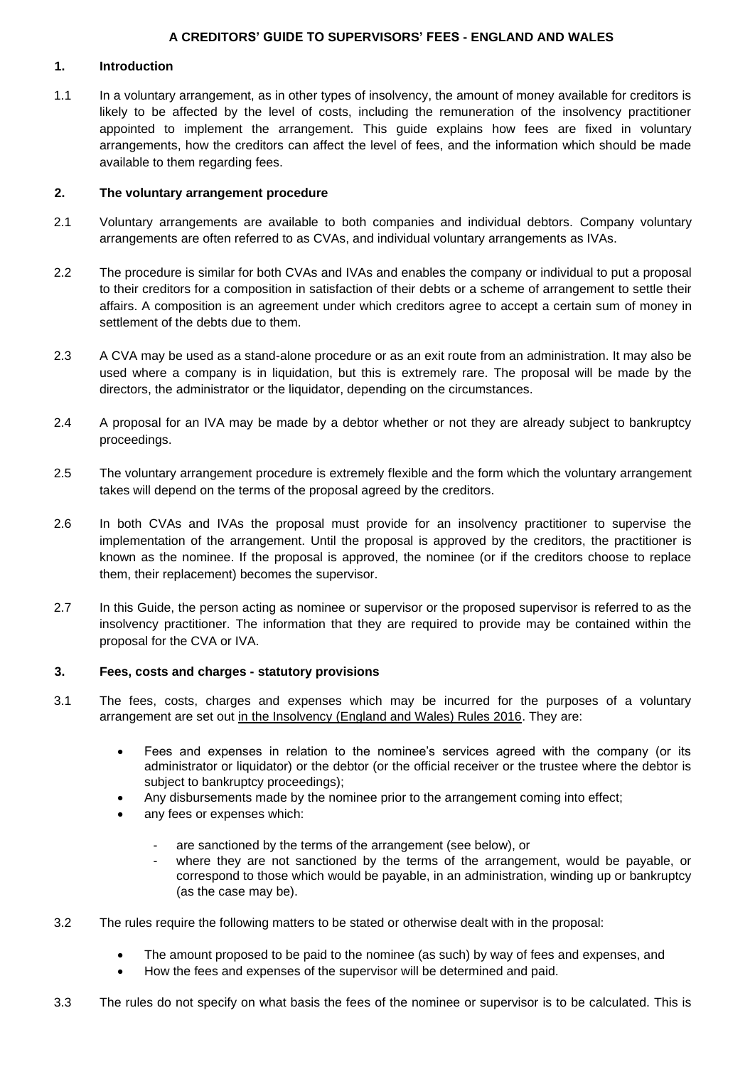# A CREDITORS' GUIDE TO SUPERVISORS' FEES - ENGLAND AND WALES

## 1. Introduction

1.1 In a voluntary arrangement, as in other types of insolvency, the amount of money available for creditors is likely to be affected by the level of costs, including the remuneration of the insolvency practitioner appointed to implement the arrangement. This guide explains how fees are fixed in voluntary arrangements, how the creditors can affect the level of fees, and the information which should be made available to them regarding fees.

## 2. The voluntary arrangement procedure

2.1 Voluntary arrangements are available to both companies and individual debtors. Company voluntary arrangements are often referred to as CVAs, and individual voluntary arrangements as IVAs.

2.2 The procedure is similar for both CVAs and IVAs and enables the company or individual to put a proposal to their creditors for a composition in satisfaction of their debts or a scheme of arrangement to settle their affairs. A composition is an agreement under which creditors agree to accept a certain sum of money in settlement of the debts due to them.

2.3 A CVA may be used as a stand-alone procedure or as an exit route from an administration. It may also be used where a company is in liquidation, but this is extremely rare. The proposal will be made by the directors, the administrator or the liquidator, depending on the circumstances.

2.4 A proposal for an IVA may be made by a debtor whether or not they are already subject to bankruptcy proceedings.

2.5 The voluntary arrangement procedure is extremely flexible and the form which the voluntary arrangement takes will depend on the terms of the proposal agreed by the creditors.

2.6 In both CVAs and IVAs the proposal must provide for an insolvency practitioner to supervise the implementation of the arrangement. Until the proposal is approved by the creditors, the practitioner is known as the nominee. If the proposal is approved, the nominee (or if the creditors choose to replace them, their replacement) becomes the supervisor.

2.7 In this Guide, the person acting as nominee or supervisor or the proposed supervisor is referred to as the insolvency practitioner. The information that they are required to provide may be contained within the proposal for the CVA or IVA.

## 3. Fees, costs and charges - statutory provisions

3.1 The fees, costs, charges and expenses which may be incurred for the purposes of a voluntary arrangement are set out in the Insolvency (England and Wales) Rules 2016. They are:

- Fees and expenses in relation to the nominee's services agreed with the company (or its administrator or liquidator) or the debtor (or the official receiver or the trustee where the debtor is subject to bankruptcy proceedings);
- Any disbursements made by the nominee prior to the arrangement coming into effect;
- any fees or expenses which:
  - are sanctioned by the terms of the arrangement (see below), or
  - where they are not sanctioned by the terms of the arrangement, would be payable, or correspond to those which would be payable, in an administration, winding up or bankruptcy (as the case may be).

3.2 The rules require the following matters to be stated or otherwise dealt with in the proposal:

- The amount proposed to be paid to the nominee (as such) by way of fees and expenses, and
- How the fees and expenses of the supervisor will be determined and paid.

3.3 The rules do not specify on what basis the fees of the nominee or supervisor is to be calculated. This is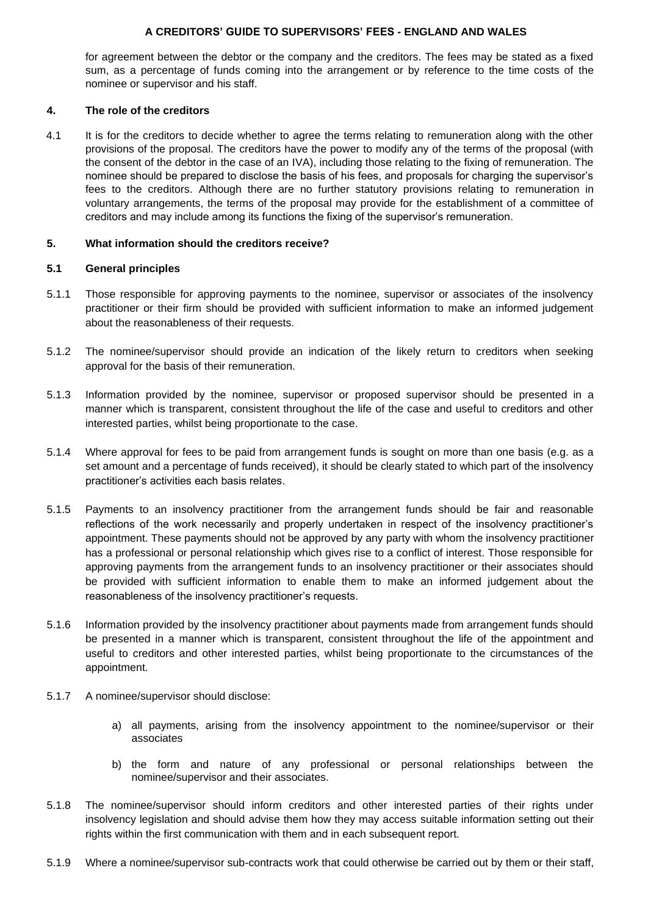for agreement between the debtor or the company and the creditors. The fees may be stated as a fixed sum, as a percentage of funds coming into the arrangement or by reference to the time costs of the nominee or supervisor and his staff.

## 4. The role of the creditors

4.1 It is for the creditors to decide whether to agree the terms relating to remuneration along with the other provisions of the proposal. The creditors have the power to modify any of the terms of the proposal (with the consent of the debtor in the case of an IVA), including those relating to the fixing of remuneration. The nominee should be prepared to disclose the basis of his fees, and proposals for charging the supervisor's fees to the creditors. Although there are no further statutory provisions relating to remuneration in voluntary arrangements, the terms of the proposal may provide for the establishment of a committee of creditors and may include among its functions the fixing of the supervisor's remuneration.

## 5. What information should the creditors receive?

### 5.1 General principles

5.1.1 Those responsible for approving payments to the nominee, supervisor or associates of the insolvency practitioner or their firm should be provided with sufficient information to make an informed judgement about the reasonableness of their requests.

5.1.2 The nominee/supervisor should provide an indication of the likely return to creditors when seeking approval for the basis of their remuneration.

5.1.3 Information provided by the nominee, supervisor or proposed supervisor should be presented in a manner which is transparent, consistent throughout the life of the case and useful to creditors and other interested parties, whilst being proportionate to the case.

5.1.4 Where approval for fees to be paid from arrangement funds is sought on more than one basis (e.g. as a set amount and a percentage of funds received), it should be clearly stated to which part of the insolvency practitioner's activities each basis relates.

5.1.5 Payments to an insolvency practitioner from the arrangement funds should be fair and reasonable reflections of the work necessarily and properly undertaken in respect of the insolvency practitioner's appointment. These payments should not be approved by any party with whom the insolvency practitioner has a professional or personal relationship which gives rise to a conflict of interest. Those responsible for approving payments from the arrangement funds to an insolvency practitioner or their associates should be provided with sufficient information to enable them to make an informed judgement about the reasonableness of the insolvency practitioner's requests.

5.1.6 Information provided by the insolvency practitioner about payments made from arrangement funds should be presented in a manner which is transparent, consistent throughout the life of the appointment and useful to creditors and other interested parties, whilst being proportionate to the circumstances of the appointment.

5.1.7 A nominee/supervisor should disclose:

a) all payments, arising from the insolvency appointment to the nominee/supervisor or their associates

b) the form and nature of any professional or personal relationships between the nominee/supervisor and their associates.

5.1.8 The nominee/supervisor should inform creditors and other interested parties of their rights under insolvency legislation and should advise them how they may access suitable information setting out their rights within the first communication with them and in each subsequent report.

5.1.9 Where a nominee/supervisor sub-contracts work that could otherwise be carried out by them or their staff,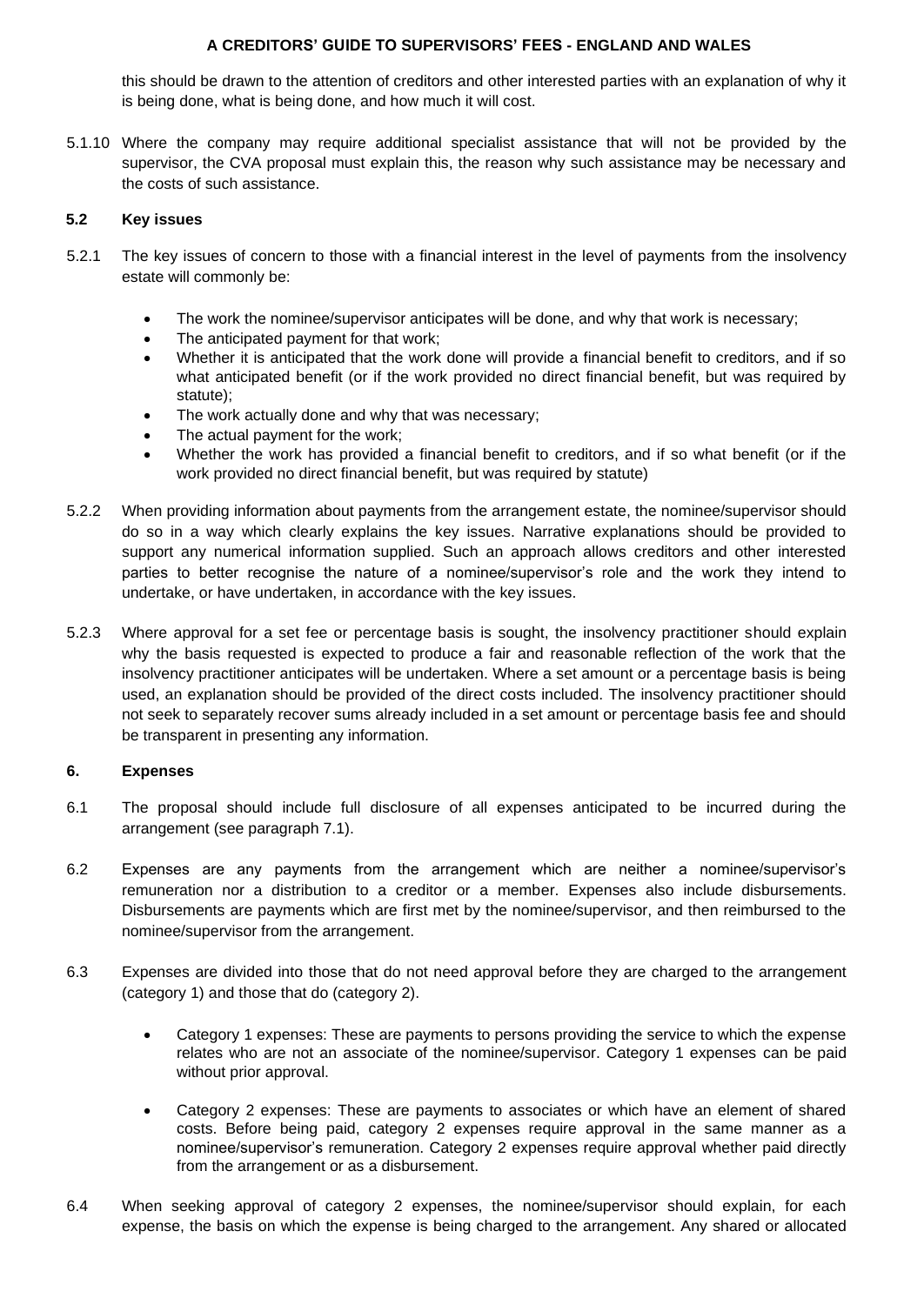this should be drawn to the attention of creditors and other interested parties with an explanation of why it is being done, what is being done, and how much it will cost.

5.1.10 Where the company may require additional specialist assistance that will not be provided by the supervisor, the CVA proposal must explain this, the reason why such assistance may be necessary and the costs of such assistance.

### 5.2 Key issues

5.2.1 The key issues of concern to those with a financial interest in the level of payments from the insolvency estate will commonly be:

- The work the nominee/supervisor anticipates will be done, and why that work is necessary;
- The anticipated payment for that work;
- Whether it is anticipated that the work done will provide a financial benefit to creditors, and if so what anticipated benefit (or if the work provided no direct financial benefit, but was required by statute);
- The work actually done and why that was necessary;
- The actual payment for the work;
- Whether the work has provided a financial benefit to creditors, and if so what benefit (or if the work provided no direct financial benefit, but was required by statute)

5.2.2 When providing information about payments from the arrangement estate, the nominee/supervisor should do so in a way which clearly explains the key issues. Narrative explanations should be provided to support any numerical information supplied. Such an approach allows creditors and other interested parties to better recognise the nature of a nominee/supervisor's role and the work they intend to undertake, or have undertaken, in accordance with the key issues.

5.2.3 Where approval for a set fee or percentage basis is sought, the insolvency practitioner should explain why the basis requested is expected to produce a fair and reasonable reflection of the work that the insolvency practitioner anticipates will be undertaken. Where a set amount or a percentage basis is being used, an explanation should be provided of the direct costs included. The insolvency practitioner should not seek to separately recover sums already included in a set amount or percentage basis fee and should be transparent in presenting any information.

## 6. Expenses

6.1 The proposal should include full disclosure of all expenses anticipated to be incurred during the arrangement (see paragraph 7.1).

6.2 Expenses are any payments from the arrangement which are neither a nominee/supervisor's remuneration nor a distribution to a creditor or a member. Expenses also include disbursements. Disbursements are payments which are first met by the nominee/supervisor, and then reimbursed to the nominee/supervisor from the arrangement.

6.3 Expenses are divided into those that do not need approval before they are charged to the arrangement (category 1) and those that do (category 2).

- Category 1 expenses: These are payments to persons providing the service to which the expense relates who are not an associate of the nominee/supervisor. Category 1 expenses can be paid without prior approval.
- Category 2 expenses: These are payments to associates or which have an element of shared costs. Before being paid, category 2 expenses require approval in the same manner as a nominee/supervisor's remuneration. Category 2 expenses require approval whether paid directly from the arrangement or as a disbursement.

6.4 When seeking approval of category 2 expenses, the nominee/supervisor should explain, for each expense, the basis on which the expense is being charged to the arrangement. Any shared or allocated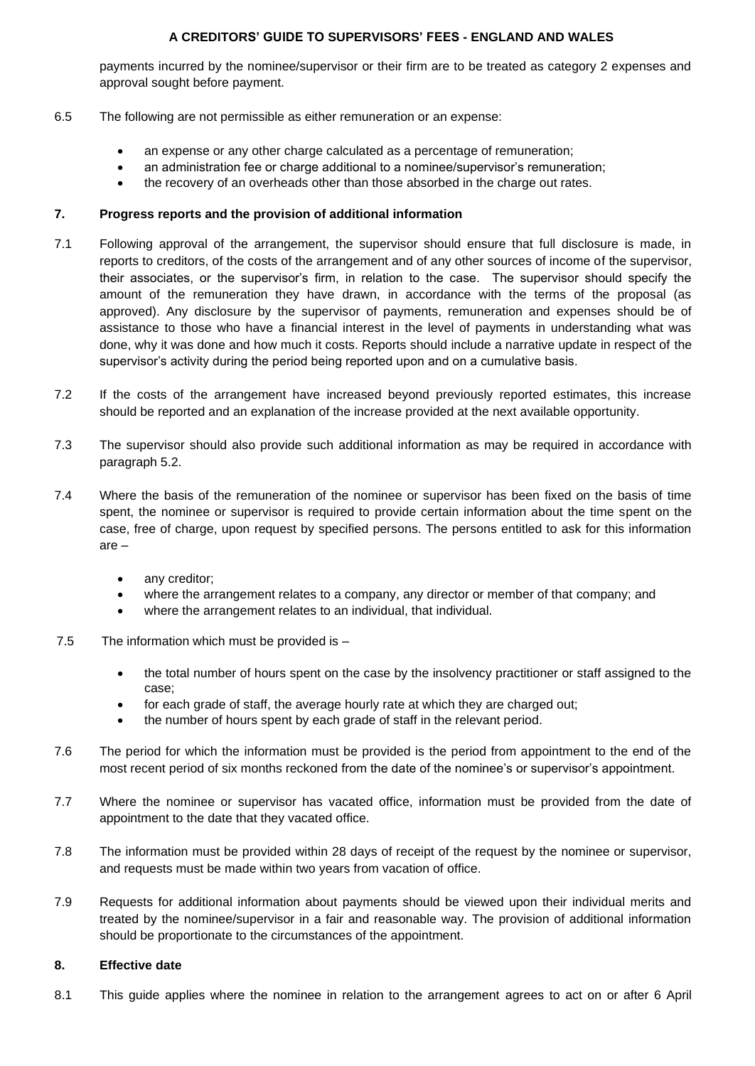payments incurred by the nominee/supervisor or their firm are to be treated as category 2 expenses and approval sought before payment.

6.5 The following are not permissible as either remuneration or an expense:

- an expense or any other charge calculated as a percentage of remuneration;
- an administration fee or charge additional to a nominee/supervisor's remuneration;
- the recovery of an overheads other than those absorbed in the charge out rates.

## 7. Progress reports and the provision of additional information

7.1 Following approval of the arrangement, the supervisor should ensure that full disclosure is made, in reports to creditors, of the costs of the arrangement and of any other sources of income of the supervisor, their associates, or the supervisor's firm, in relation to the case. The supervisor should specify the amount of the remuneration they have drawn, in accordance with the terms of the proposal (as approved). Any disclosure by the supervisor of payments, remuneration and expenses should be of assistance to those who have a financial interest in the level of payments in understanding what was done, why it was done and how much it costs. Reports should include a narrative update in respect of the supervisor's activity during the period being reported upon and on a cumulative basis.

7.2 If the costs of the arrangement have increased beyond previously reported estimates, this increase should be reported and an explanation of the increase provided at the next available opportunity.

7.3 The supervisor should also provide such additional information as may be required in accordance with paragraph 5.2.

7.4 Where the basis of the remuneration of the nominee or supervisor has been fixed on the basis of time spent, the nominee or supervisor is required to provide certain information about the time spent on the case, free of charge, upon request by specified persons. The persons entitled to ask for this information are –

- any creditor;
- where the arrangement relates to a company, any director or member of that company; and
- where the arrangement relates to an individual, that individual.

7.5 The information which must be provided is –

- the total number of hours spent on the case by the insolvency practitioner or staff assigned to the case;
- for each grade of staff, the average hourly rate at which they are charged out;
- the number of hours spent by each grade of staff in the relevant period.

7.6 The period for which the information must be provided is the period from appointment to the end of the most recent period of six months reckoned from the date of the nominee's or supervisor's appointment.

7.7 Where the nominee or supervisor has vacated office, information must be provided from the date of appointment to the date that they vacated office.

7.8 The information must be provided within 28 days of receipt of the request by the nominee or supervisor, and requests must be made within two years from vacation of office.

7.9 Requests for additional information about payments should be viewed upon their individual merits and treated by the nominee/supervisor in a fair and reasonable way. The provision of additional information should be proportionate to the circumstances of the appointment.

## 8. Effective date

8.1 This guide applies where the nominee in relation to the arrangement agrees to act on or after 6 April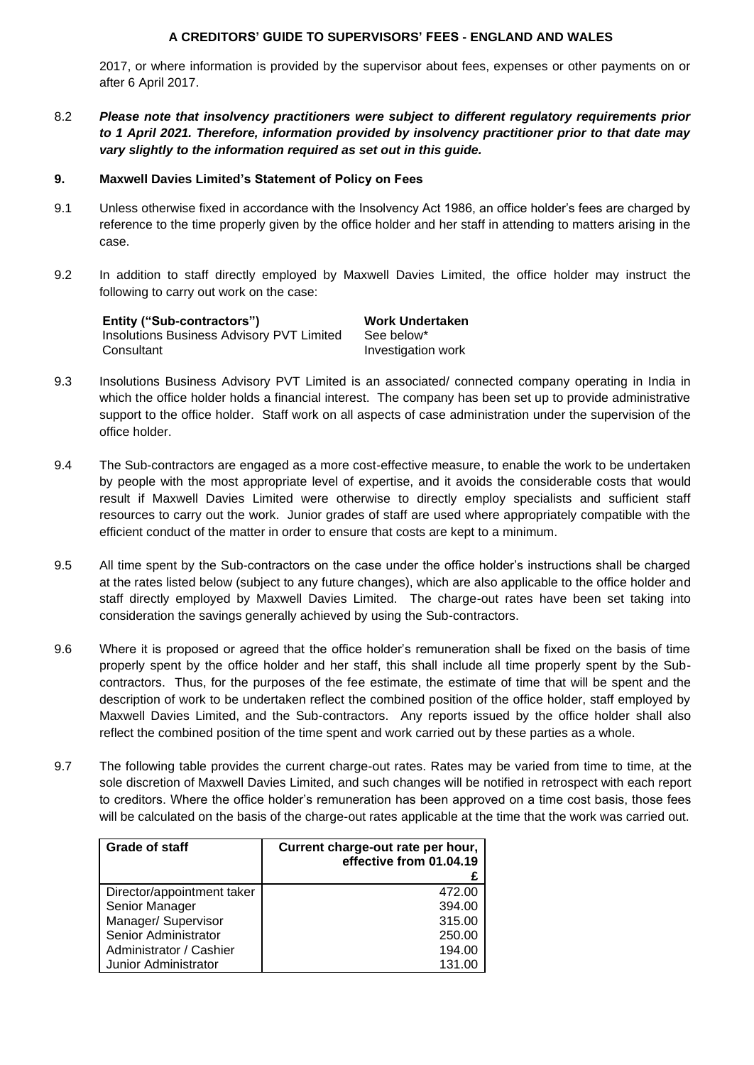2017, or where information is provided by the supervisor about fees, expenses or other payments on or after 6 April 2017.

8.2 ***Please note that insolvency practitioners were subject to different regulatory requirements prior to 1 April 2021. Therefore, information provided by insolvency practitioner prior to that date may vary slightly to the information required as set out in this guide.***

## 9. Maxwell Davies Limited's Statement of Policy on Fees

9.1 Unless otherwise fixed in accordance with the Insolvency Act 1986, an office holder's fees are charged by reference to the time properly given by the office holder and her staff in attending to matters arising in the case.

9.2 In addition to staff directly employed by Maxwell Davies Limited, the office holder may instruct the following to carry out work on the case:

| Entity ("Sub-contractors") | Work Undertaken |
|---|---|
| Insolutions Business Advisory PVT Limited | See below* |
| Consultant | Investigation work |

9.3 Insolutions Business Advisory PVT Limited is an associated/ connected company operating in India in which the office holder holds a financial interest. The company has been set up to provide administrative support to the office holder. Staff work on all aspects of case administration under the supervision of the office holder.

9.4 The Sub-contractors are engaged as a more cost-effective measure, to enable the work to be undertaken by people with the most appropriate level of expertise, and it avoids the considerable costs that would result if Maxwell Davies Limited were otherwise to directly employ specialists and sufficient staff resources to carry out the work. Junior grades of staff are used where appropriately compatible with the efficient conduct of the matter in order to ensure that costs are kept to a minimum.

9.5 All time spent by the Sub-contractors on the case under the office holder's instructions shall be charged at the rates listed below (subject to any future changes), which are also applicable to the office holder and staff directly employed by Maxwell Davies Limited. The charge-out rates have been set taking into consideration the savings generally achieved by using the Sub-contractors.

9.6 Where it is proposed or agreed that the office holder's remuneration shall be fixed on the basis of time properly spent by the office holder and her staff, this shall include all time properly spent by the Sub-contractors. Thus, for the purposes of the fee estimate, the estimate of time that will be spent and the description of work to be undertaken reflect the combined position of the office holder, staff employed by Maxwell Davies Limited, and the Sub-contractors. Any reports issued by the office holder shall also reflect the combined position of the time spent and work carried out by these parties as a whole.

9.7 The following table provides the current charge-out rates. Rates may be varied from time to time, at the sole discretion of Maxwell Davies Limited, and such changes will be notified in retrospect with each report to creditors. Where the office holder's remuneration has been approved on a time cost basis, those fees will be calculated on the basis of the charge-out rates applicable at the time that the work was carried out.

| Grade of staff | Current charge-out rate per hour, effective from 01.04.19 £ |
|---|---:|
| Director/appointment taker | 472.00 |
| Senior Manager | 394.00 |
| Manager/ Supervisor | 315.00 |
| Senior Administrator | 250.00 |
| Administrator / Cashier | 194.00 |
| Junior Administrator | 131.00 |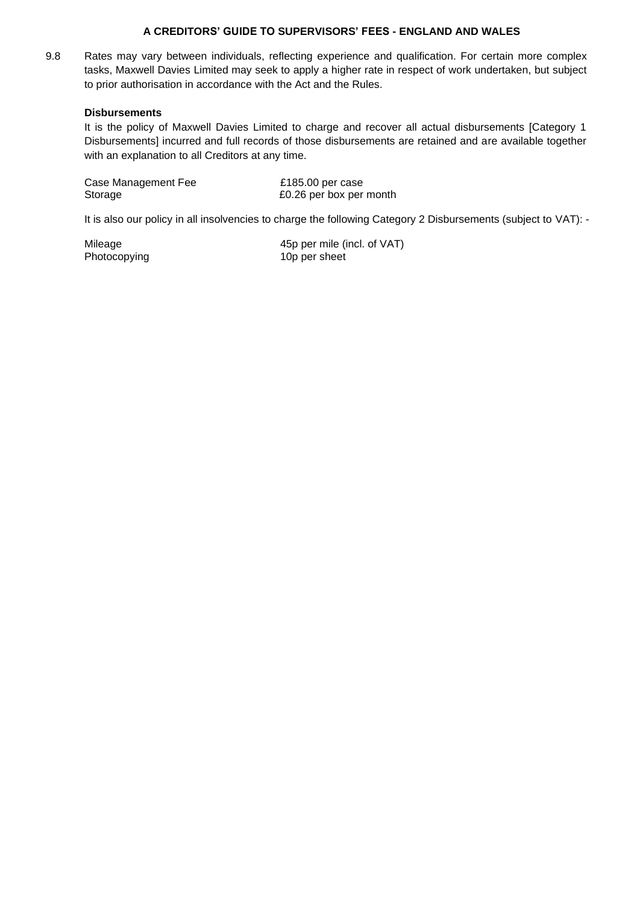9.8 Rates may vary between individuals, reflecting experience and qualification. For certain more complex tasks, Maxwell Davies Limited may seek to apply a higher rate in respect of work undertaken, but subject to prior authorisation in accordance with the Act and the Rules.

**Disbursements**

It is the policy of Maxwell Davies Limited to charge and recover all actual disbursements [Category 1 Disbursements] incurred and full records of those disbursements are retained and are available together with an explanation to all Creditors at any time.

| | |
|---|---|
| Case Management Fee | £185.00 per case |
| Storage | £0.26 per box per month |

It is also our policy in all insolvencies to charge the following Category 2 Disbursements (subject to VAT): -

| | |
|---|---|
| Mileage | 45p per mile (incl. of VAT) |
| Photocopying | 10p per sheet |